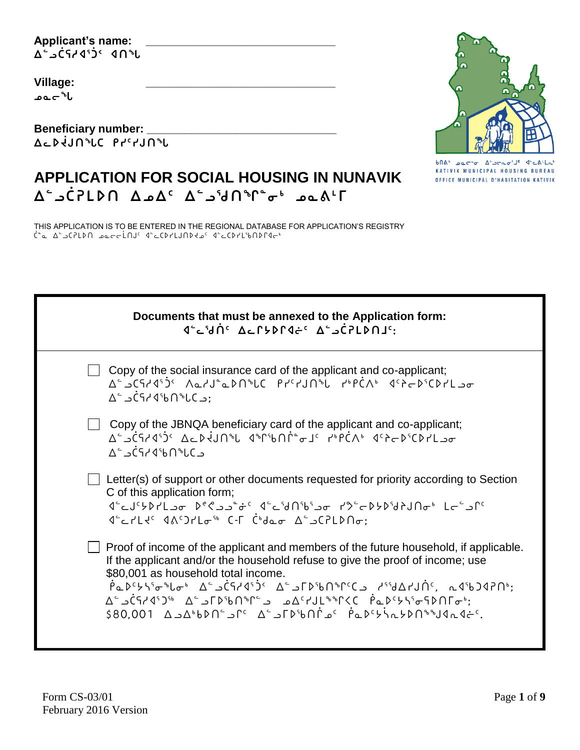**Applicant's name:** ________________________________
ᐃᓪᓗᑖᕋᓱᐊᕐᑐᑉ ᐊᑎᖓ

**Village:** ________________________________
ᓄᓇᓕᖓ

**Beneficiary number:** ________________________________
ᐃᓚᐅᔫᑎᖓᑕ ᑭᓯᑦᓯᑐᑎᖓ

ᑲᑎᕕᒃ ᓄᓇᓕᖏᓐᓂ ᐃᓪᓗᓕᕆᓂᕐᒧᑦ ᐊᓪᓚᕖᒻᒪᖓ
KATIVIK MUNICIPAL HOUSING BUREAU
OFFICE MUNICIPAL D'HABITATION KATIVIK

# APPLICATION FOR SOCIAL HOUSING IN NUNAVIK
# ᐃᓪᓗᑖᕈᒪᐅᑎ ᐃᓄᐃᑦ ᐃᓪᓗᖁᑎᖏᓐᓂᒃ ᓄᓇᕕᒻᒥ

THIS APPLICATION IS TO BE ENTERED IN THE REGIONAL DATABASE FOR APPLICATION'S REGISTRY
ᑖᓐᓇ ᐃᓪᓗᑕᕈᒪᐅᑎ ᓄᓇᓕᓕᒫᓄᑦ ᐊᓪᓚᑕᐅᓯᒪᔪᑎᐅᕙᓄᑦ ᐊᓪᓚᑕᐅᓯᒪᕐᑲᑎᐅᑎᒋᐊᓂᒃ

**Documents that must be annexed to the Application form:**
**ᐊᓪᓚᖁᑎᑦ ᐃᓚᒋᔭᐅᒋᐊᓖᑦ ᐃᓪᓗᑖᕈᒪᐅᑎᒧᑦ:**

- ☐ Copy of the social insurance card of the applicant and co-applicant;
  ᐃᓪᓗᑕᕋᓱᐊᕐᑐᑉ ᐱᓇᓱᒍᓇᐅᑎᖓᑕ ᑭᓯᑦᓯᑐᑎᖓ ᓯᒃᑲᑖᐱᒃ ᐊᑦᔨᓕᐅᕐᑕᐅᓯᒪᓗᓂ ᐃᓪᓗᑖᕋᓱᐊᕐᑲᑎᖓᑕᓗ;
- ☐ Copy of the JBNQA beneficiary card of the applicant and co-applicant;
  ᐃᓪᓗᑖᕋᓱᐊᕐᑐᑉ ᐃᓚᐅᔫᑎᖓ ᐊᖏᕐᑲᑎᒌᓐᓂᒧᑦ ᓯᒃᑲᑖᐱᒃ ᐊᑦᔨᓕᐅᕐᑕᐅᓯᒪᓗᓂ ᐃᓪᓗᑖᕋᓱᐊᕐᑲᑎᖓᑕᓗ
- ☐ Letter(s) of support or other documents requested for priority according to Section C of this application form;
  ᐊᓪᓚᒍᕐᔪᐅᓯᒪᓗᓂ ᐅᑯᐋᓗᓐᓃᑦ ᐊᓪᓚᖁᑎᖃᕐᓗᓂ ᓯᕗᓪᓕᐅᔪᐅᖁᔨᒍᑎᓂᒃ ᒪᓕᓪᓗᒋᑦ ᐊᓪᓚᓯᒪᔪᑦ ᐊᕕᑦᑐᓯᒪᓂᖓ C-ᒥ ᑖᒃᑯᓇᓂ ᐃᓪᓗᑕᕈᒪᐅᑎᓂ;
- ☐ Proof of income of the applicant and members of the future household, if applicable. If the applicant and/or the household refuse to give the proof of income; use $80,001 as household total income.
  ᑮᓇᐅᑦᔭᓵᕐᓂᖓᒃ ᐃᓪᓗᑖᕋᓱᐊᕐᑐᑉ ᐃᓪᓗᒥᐅᖃᑎᖏᑦᑕᓗ ᓱᕐᕋᐃᓯᒍᑏᑦ, ᓇᐊᖃᑐᐊᕈᑎᒃ; ᐃᓪᓗᑖᕋᓱᐊᕐᑐᖅ ᐃᓪᓗᒥᐅᖃᑎᖏᓪᓗ ᓄᐃᑦᓯᒍᒪᖏᑉᐸᑕ ᑮᓇᐅᑦᔭᓵᕐᓂᖅᐅᑎᒥᓂᒃ; $80,001 ᐃᓗᐃᑲᐅᑎᓪᓗᒋᑦ ᐃᓪᓗᒥᐅᖃᑎᓂᑦ ᑮᓇᐅᑦᔮᕆᓇᔭᐅᑎᖕᖑᐊᓇᐊᓖᑦ.

Form CS-03/01
February 2016 Version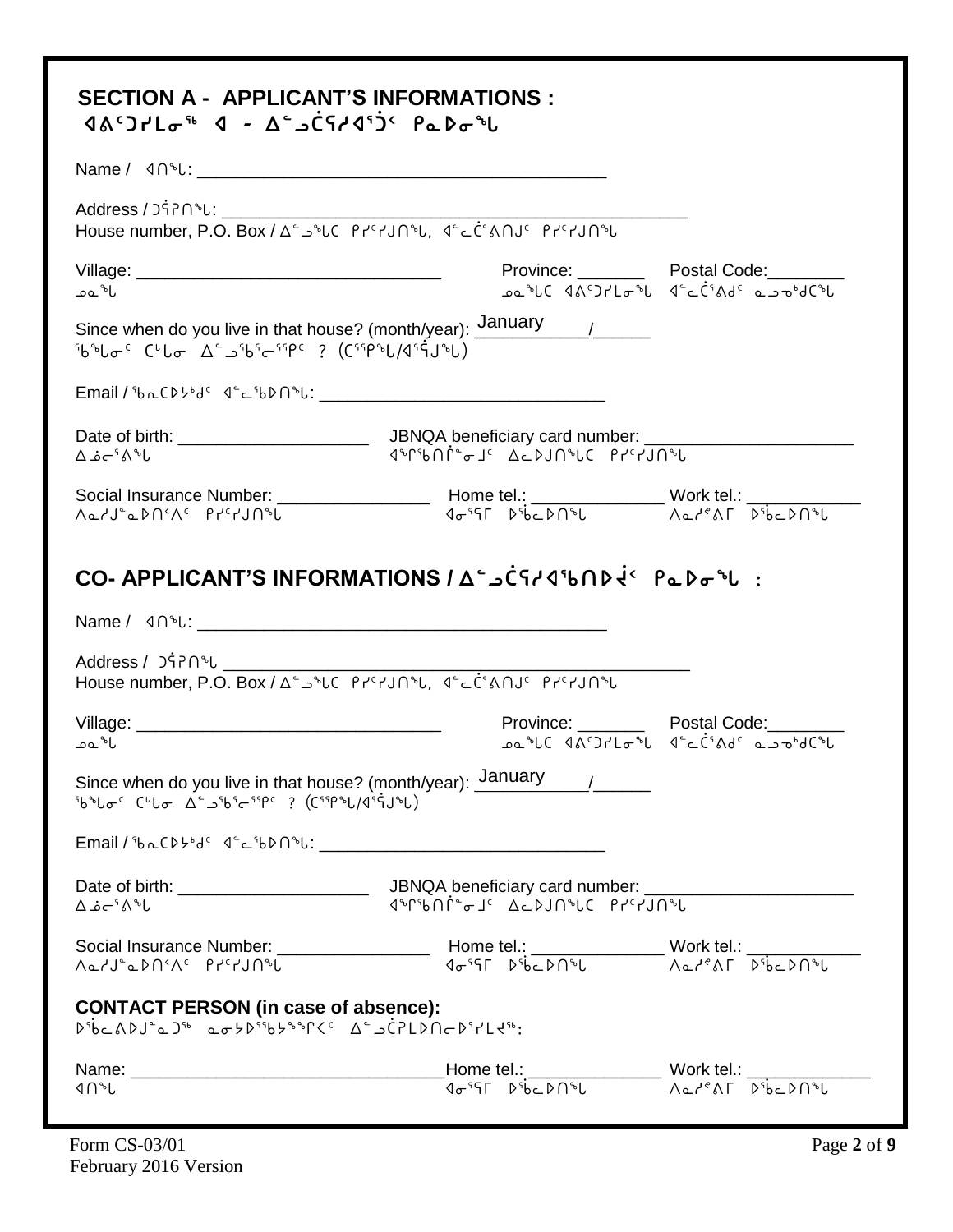## SECTION A - APPLICANT'S INFORMATIONS :
## ᐊᐱᑦᑐᓯᒪᓂᖅ ᐊ - ᐃᓪᓗᑖᕋᓱᐊᕐᑑᑉ ᑭᓇᐅᓂᖓ

Name / ᐊᑎᖓ: ___________________________________________

Address / ᑐᕌᒋᑎᖓ: ___________________________________________
House number, P.O. Box / ᐃᓪᓗᖓᑕ ᑭᓯᑦᓯᒍᑎᖓ, ᐊᓪᓚᑖᕐᕕᑎᒍᑦ ᑭᓯᑦᓯᒍᑎᖓ

Village: _________________________________ Province: _______ Postal Code:________
ᓄᓇᖓ ᓄᓇᖓᑕ ᐊᐱᑦᑐᓯᒪᓂᖓ ᐊᓪᓚᑖᕐᕕᑯᑦ ᓇᓗᓀᒃᑯᑕᖓ

Since when do you live in that house? (month/year): January /______
ᖃᖓᓂᑦ ᑕᒡᒪᓂ ᐃᓪᓗᕐᑲᕐᓂᕐᐱᑦ ? (ᑕᕐᕿᖓ/ᐊᕐᕌᒍᖓ)

Email / ᖃᕆᑕᐅᔭᒃᑯᑦ ᐊᓪᓚᖅᐅᑎᖓ: ______________________________

Date of birth: ____________________ JBNQA beneficiary card number: ______________________
ᐃᓅᓕᕐᕕᖓ ᐊᖏᕐᖃᑎᒌᓐᓂᒧᑦ ᐃᓚᐅᒍᑎᖓᑕ ᑭᓯᑦᓯᒍᑎᖓ

Social Insurance Number: ________________ Home tel.: ______________ Work tel.: ____________
ᐱᓇᓱᒍᓐᓇᐅᑎᑉᐱᑦ ᑭᓯᑦᓯᒍᑎᖓ ᐊᓂᕐᕿᒥ ᐅᖄᓚᐅᑎᖓ ᐱᓇᓱᐃᕙᒥ ᐅᖄᓚᐅᑎᖓ

## CO- APPLICANT'S INFORMATIONS / ᐃᓪᓗᑖᕋᓱᐊᖅᑎᐅᑾᑉ ᑭᓇᐅᓂᖓ :

Name / ᐊᑎᖓ: ___________________________________________

Address / ᑐᕌᒋᑎᖓ ___________________________________________
House number, P.O. Box / ᐃᓪᓗᖓᑕ ᑭᓯᑦᓯᒍᑎᖓ, ᐊᓪᓚᑖᕐᕕᑎᒍᑦ ᑭᓯᑦᓯᒍᑎᖓ

Village: _________________________________ Province: _______ Postal Code:________
ᓄᓇᖓ ᓄᓇᖓᑕ ᐊᐱᑦᑐᓯᒪᓂᖓ ᐊᓪᓚᑖᕐᕕᑯᑦ ᓇᓗᓀᒃᑯᑕᖓ

Since when do you live in that house? (month/year): January /______
ᖃᖓᓂᑦ ᑕᒡᒪᓂ ᐃᓪᓗᕐᑲᕐᓂᕐᐱᑦ ? (ᑕᕐᕿᖓ/ᐊᕐᕌᒍᖓ)

Email / ᖃᕆᑕᐅᔭᒃᑯᑦ ᐊᓪᓚᖅᐅᑎᖓ: ______________________________

Date of birth: ____________________ JBNQA beneficiary card number: ______________________
ᐃᓅᓕᕐᕕᖓ ᐊᖏᕐᖃᑎᒌᓐᓂᒧᑦ ᐃᓚᐅᒍᑎᖓᑕ ᑭᓯᑦᓯᒍᑎᖓ

Social Insurance Number: ________________ Home tel.: ______________ Work tel.: ____________
ᐱᓇᓱᒍᓐᓇᐅᑎᑉᐱᑦ ᑭᓯᑦᓯᒍᑎᖓ ᐊᓂᕐᕿᒥ ᐅᖄᓚᐅᑎᖓ ᐱᓇᓱᐃᕙᒥ ᐅᖄᓚᐅᑎᖓ

**CONTACT PERSON (in case of absence):**
ᐅᖄᓚᕕᐅᒍᓐᓇᑐᖅ ᓇᓂᔭᐅᕐᖃᔭᕐᖏᑉᐸᑦ ᐃᓪᓗᑖᕈᒪᐅᑎᓕᐅᕐᓯᒪᔪᖅ:

Name: _________________________________Home tel.:______________ Work tel.: _____________
ᐊᑎᖓ ᐊᓂᕐᕿᒥ ᐅᖄᓚᐅᑎᖓ ᐱᓇᓱᐃᕙᒥ ᐅᖄᓚᐅᑎᖓ

Form CS-03/01
February 2016 Version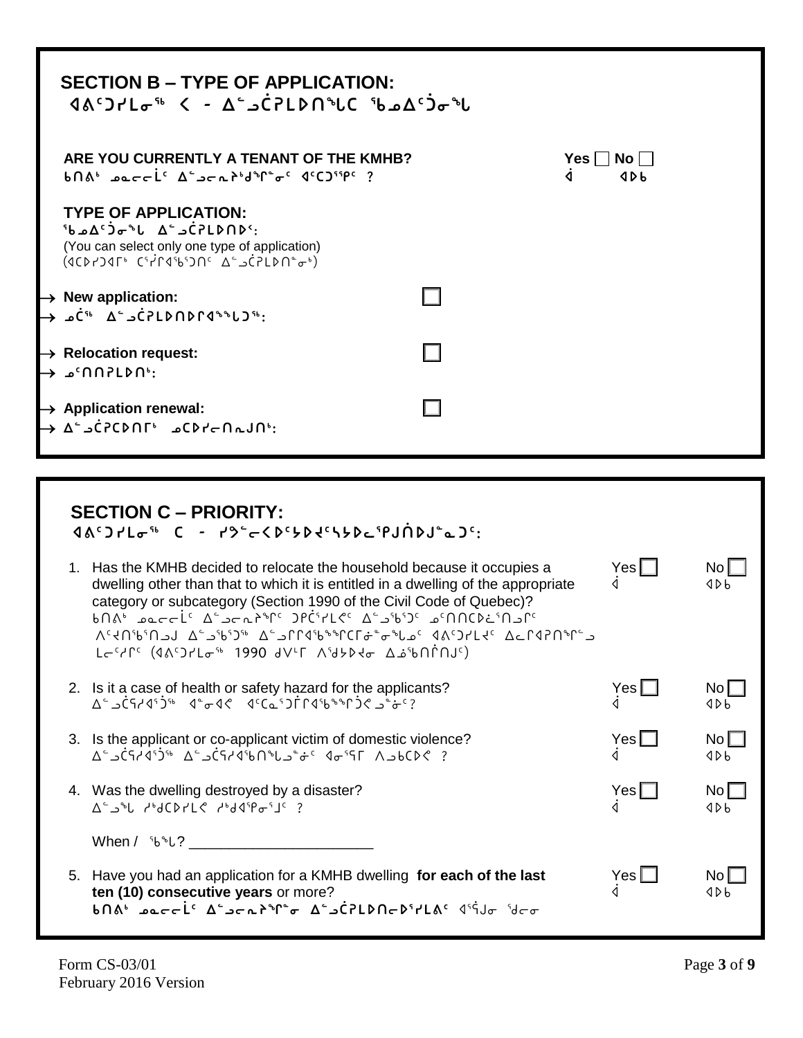## SECTION B – TYPE OF APPLICATION:
## ᐊᐱᑦᑐᓯᒪᓂᖅ ᐸ - ᐃᓪᓗᑖᕈᒪᐅᑎᖓᑕ ᖃᓄᐃᑦᑑᓂᖓ

**ARE YOU CURRENTLY A TENANT OF THE KMHB?** Yes ☐ No ☐
ᑲᑎᐱᒃ ᓄᓇᓕᓕᒫᑦ ᐃᓪᓗᓕᕆᔨᒃᑯᖏᓐᓂᑦ ᐊᑦᑕᑦᕿᑦ ? ᐋ ᐊᐅᑲ

**TYPE OF APPLICATION:**
ᖃᓄᐃᑦᑑᓂᖓ ᐃᓪᓗᑖᕈᒪᐅᑎᐅᑉ:
(You can select only one type of application)
(ᐊᑕᐅᓯᑐᐊᒥᒃ ᑖᕐᕿᐊᖃᕐᑐᑎᑦ ᐃᓪᓗᑖᕈᒪᐅᑎᖏᓐᒃ)

→ **New application:** ☐
→ ᓄᑖᖅ ᐃᓪᓗᑖᕈᒪᐅᑎᐅᕆᐊᖕᖓᑐᖅ:

→ **Relocation request:** ☐
→ ᓅᑦᑎᑎᕈᒪᐅᑎᒃ:

→ **Application renewal:** ☐
→ ᐃᓪᓗᑖᕈᑕᐅᑎᒥᒃ ᓄᑕᐅᓯᓕᑎᕆᒍᑎᒃ:

## SECTION C – PRIORITY:
## ᐊᐱᑦᑐᓯᒪᓂᖅ ᑕ - ᓯᕗᓪᓕᐸᐅᑦᔭᐅᔪᑦᓴᔭᐅᓚᕿᒍᑏᐅᒍᓐᓇᑐᑦ:

1. Has the KMHB decided to relocate the household because it occupies a dwelling other than that to which it is entitled in a dwelling of the appropriate category or subcategory (Section 1990 of the Civil Code of Quebec)? Yes ☐ No ☐
   ᑲᑎᐱᒃ ᓄᓇᓕᓕᒫᑦ ᐃᓪᓗᓕᕆᔨᖏᑦ ᑐᑭᑖᕐᓯᒪᕙᑦ ᐃᓪᓗᖃᕐᑐᑦ ᓄᑦᑎᑎᑕᐅᓛᕐᑎᓗᒋᑦ ᐱᑦᔪᑎᖃᕐᑎᓗᒍ ᐃᓪᓗᖃᕐᑐᖅ ᐃᓪᓗᕆᔭᖃᕐᕕᑕᒥᓃᖕᓂᖕᒐᓄᑦ ᐊᐱᑦᑐᓯᒪᔪᑦ ᐃᓚᒋᔭᕈᑎᖕᒥᓪᓗ ᒪᓕᑦᓯᒥᑦ (ᐊᐱᑦᑐᓯᒪᓂᖅ 1990 ᑯᐯᒻᒥ ᐱᖁᔭᐅᔪᓂ ᐃᓅᖃᑎᒌᑎᒍᑦ) ᐋ ᐊᐅᑲ

2. Is it a case of health or safety hazard for the applicants? Yes ☐ No ☐
   ᐃᓪᓗᑖᕈᓯᐊᕐᑐᖅ ᐋᓐᓂᐊᕙ ᐊᑦᑕᓇᕐᑑᒥᐊᖃᕐᕕᒋᑐᕙ ᓗᓐᓃᑦ? ᐋ ᐊᐅᑲ

3. Is the applicant or co-applicant victim of domestic violence? Yes ☐ No ☐
   ᐃᓪᓗᑖᕈᓯᐊᕐᑐᖅ ᐃᓪᓗᑖᕈᓯᐊᖃᑎᖓᓗᓐᓃᑦ ᐊᓂᕐᕿᒥ ᐱᓗᑲᑕᐅᕙ ? ᐋ ᐊᐅᑲ

4. Was the dwelling destroyed by a disaster? Yes ☐ No ☐
   ᐃᓪᓗᖓ ᓯᒃᑯᑕᐅᓯᒪᕙ ᓯᒃᑯᐊᕿᓂᕐᒧᑦ ? ᐋ ᐊᐅᑲ

   When / ᖃᖓ? _______________________

5. Have you had an application for a KMHB dwelling **for each of the last ten (10) consecutive years** or more? Yes ☐ No ☐
   ᑲᑎᐱᒃ ᓄᓇᓕᓕᒫᑦ ᐃᓪᓗᓕᕆᔨᖏᓐᓂ ᐃᓪᓗᑖᕈᒪᐅᑎᓕᐅᕐᓯᒪᐱᑦ ᐊᕐᕌᒍᓂ ᖁᓕᓂ ᐋ ᐊᐅᑲ

Form CS-03/01
February 2016 Version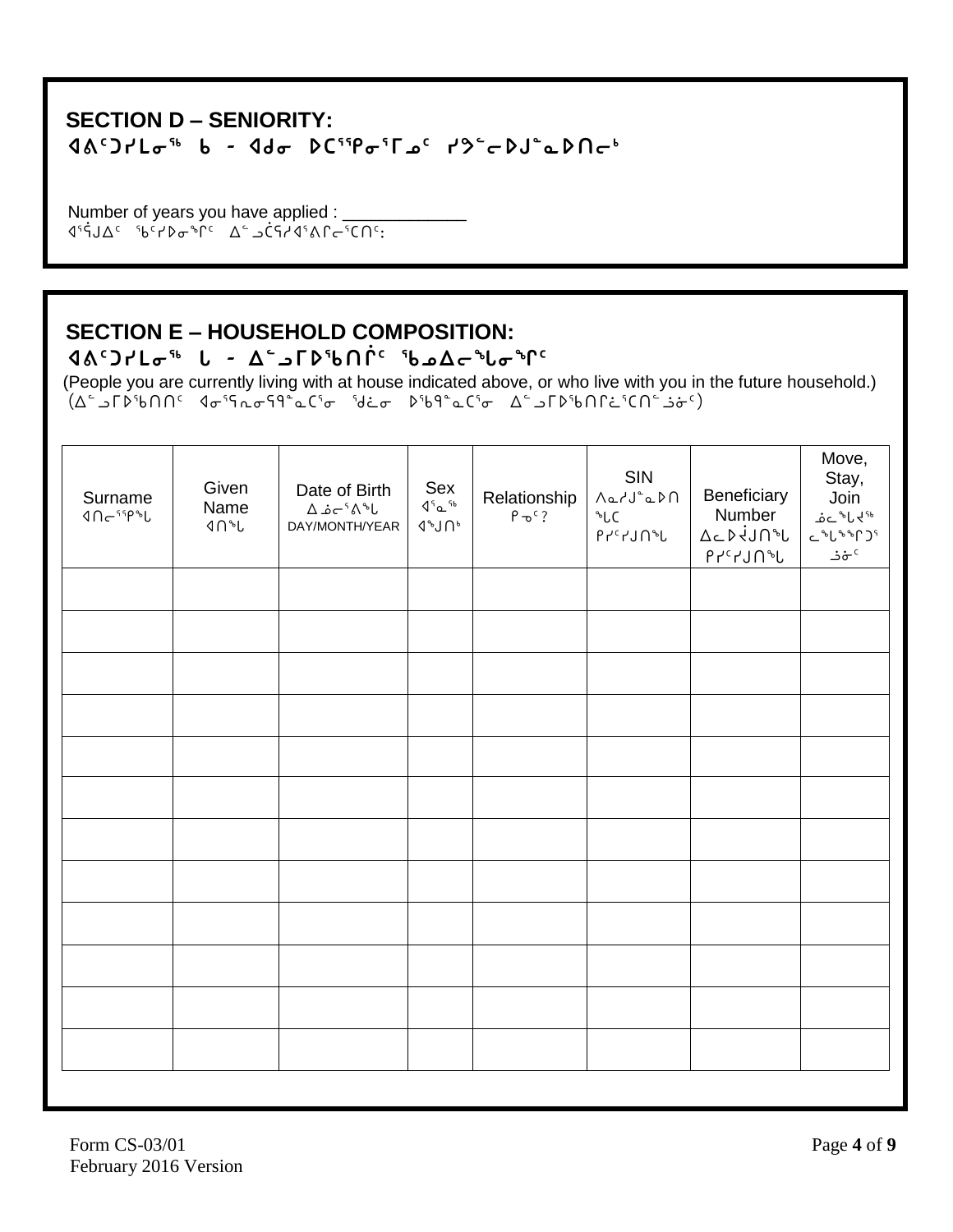## SECTION D – SENIORITY:

### ᐊᑲᑦᑐᓯᒪᓂᖅ ᑲ - ᐊᑯᓂ ᐅᑕᕐᕿᓂᕐᒥᓄᑦ ᓯᕗᓪᓕᐅᒍᓐᓇᐅᑎᓕᒃ

Number of years you have applied : _____________
ᐊᕿᒍᐃᑦ ᖃᑦᓯᐅᓂᖏᑦ ᐃᓪᓗᑖᕐᓯᐊᕐᕕᒋᓕᕐᑕᑎᑦ:

## SECTION E – HOUSEHOLD COMPOSITION:

### ᐊᑲᑦᑐᓯᒪᓂᖅ ᒐ - ᐃᓪᓗᒥᐅᖃᑎᒌᑦ ᖃᓄᐃᓕᖓᓂᖏᑦ

(People you are currently living with at house indicated above, or who live with you in the future household.)
(ᐃᓪᓗᒥᐅᖃᑎᑎᑦ ᐊᓂᕐᕋᓂᕋᖓᓇᑦᕐᓂ ᖁᓖᓂ ᐅᖃᖓᓇᑦᕐᓂ ᐃᓪᓗᒥᐅᖃᑎᒌᕐᑕᑎᓪᓗᓃᑦ)

| Surname ᐊᑎᓕᕐᕿᖓ | Given Name ᐊᑎᖓ | Date of Birth ᐃᓅᓕᕐᐱᖓ DAY/MONTH/YEAR | Sex ᐊᕐᓇᖅ ᐊᖑᑎᒃ | Relationship ᑭᓇᑦ? | SIN ᐱᓇᓱᒍᓐᓇᐅᑎᖓᑕ ᑭᓯᑦᓯᒍᑎᖓ | Beneficiary Number ᐃᓚᐅᔪᒍᑎᖓ ᑭᓯᑦᓯᒍᑎᖓ | Move, Stay, Join ᓅᓕᖓᔪᖅ ᓚᖓᖕᒋᕐᑐᕐ ᓘᓐᓃᑦ |
|---|---|---|---|---|---|---|---|
| | | | | | | | |
| | | | | | | | |
| | | | | | | | |
| | | | | | | | |
| | | | | | | | |
| | | | | | | | |
| | | | | | | | |
| | | | | | | | |
| | | | | | | | |
| | | | | | | | |
| | | | | | | | |
| | | | | | | | |

Form CS-03/01
February 2016 Version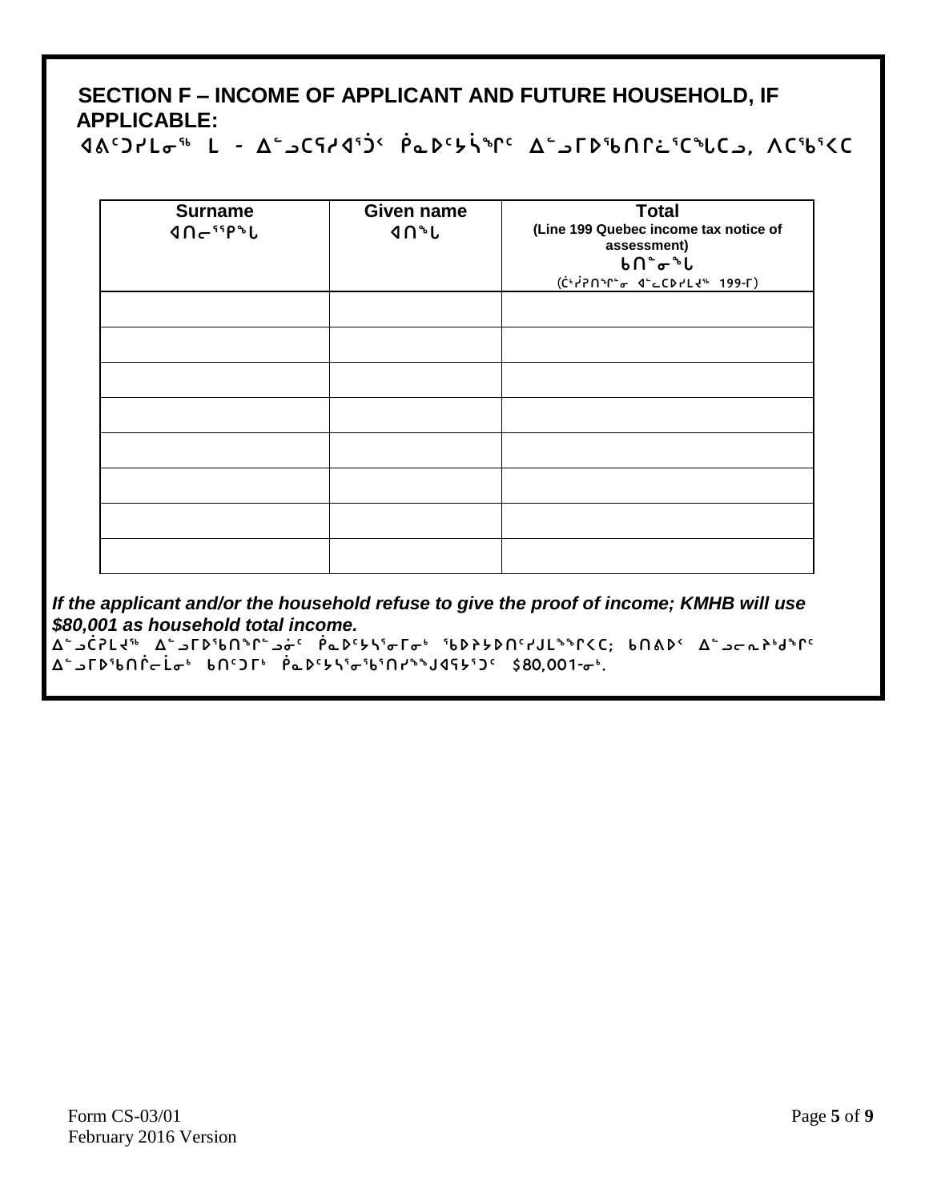## SECTION F – INCOME OF APPLICANT AND FUTURE HOUSEHOLD, IF APPLICABLE:

ᐊᐱᑦᑐᓯᒪᓂᖅ ᒪ - ᐃᓪᓗᑕᕐᓱᐊᕐᑑᑉ ᑮᓇᐅᑦᔭᕈᕐᖏᑦ ᐃᓪᓗᒥᐅᖃᑎᒌᓚᕐᑕᖓᑕᓗ, ᐱᑕᖃᕐᐸᑕ

| Surname<br>ᐊᑎᓕᕐᑭᖓ | Given name<br>ᐊᑎᖓ | Total<br>(Line 199 Quebec income tax notice of assessment)<br>ᑲᑎᓐᓂᖓ<br>(ᑖᒃᓱᕈᑎᖏᓐᓂ ᐊᓪᓚᑕᐅᓯᒪᔪᖅ 199-ᒥ) |
|---|---|---|
| | | |
| | | |
| | | |
| | | |
| | | |
| | | |
| | | |
| | | |

***If the applicant and/or the household refuse to give the proof of income; KMHB will use $80,001 as household total income.***

ᐃᓪᓗᑖᕈᒪᔪᖅ ᐃᓪᓗᒥᐅᖃᑎᖏᓪᓗᓃᑦ ᑮᓇᐅᑦᔭᕐᓂᒥᓂᒃ ᖃᐅᔨᔭᐅᑎᑦᓯᒍᒪᙱᒃᑲᑕ; ᑲᑎᕕᐅᑉ ᐃᓪᓗᓕᕆᔾᔪᑎᖏᑦ ᐃᓪᓗᒥᐅᖃᑎᒌᓕᒫᓂᒃ ᑲᑎᑦᑐᒥᒃ ᑮᓇᐅᑦᔭᕐᓂᖃᕐᑎᓯᓐᖑᐊᕐᔭᕐᑐᑦ $80,001-ᓂᒃ.

Form CS-03/01
February 2016 Version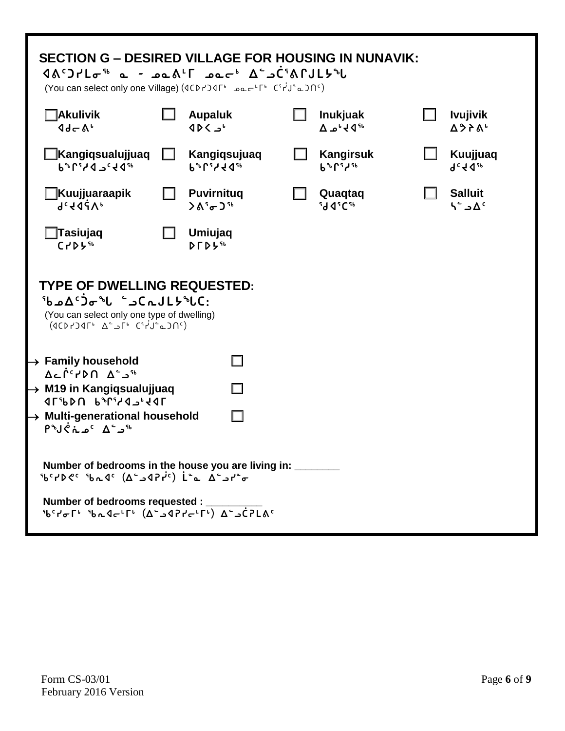## SECTION G – DESIRED VILLAGE FOR HOUSING IN NUNAVIK:

ᐊᐱᑦᑐᓯᒪᓂᖅ ᓇ - ᓄᓇᐱᒻᒥ ᓄᓇᓕᒃ ᐃᓪᓗᑖᕐᕕᒋᒍᒪᔭᖓ

(You can select only one Village) (ᐊᑕᐅᓯᑐᐊᒥᒃ ᓄᓇᓕᒻᒥᒃ ᑕᕐᓰᒎᓇᑐᑎᑦ)

| | | | | | | | |
|---|---|---|---|---|---|---|---|
| ☐ | **Akulivik** ᐊᑯᓕᕕᒃ | ☐ | **Aupaluk** ᐊᐅᐸᓗᒃ | ☐ | **Inukjuak** ᐃᓄᒃᔪᐊᖅ | ☐ | **Ivujivik** ᐃᕗᔨᕕᒃ |
| ☐ | **Kangiqsualujjuaq** ᑲᖏᕐᓱᐊᓗᑦᔪᐊᖅ | ☐ | **Kangiqsujuaq** ᑲᖏᕐᓱᔪᐊᖅ | ☐ | **Kangirsuk** ᑲᖏᕐᓱᖅ | ☐ | **Kuujjuaq** ᑰᑦᔪᐊᖅ |
| ☐ | **Kuujjuaraapik** ᑰᑦᔪᐊᕌᐱᒃ | ☐ | **Puvirnituq** ᐳᕕᕐᓂᑐᖅ | ☐ | **Quaqtaq** ᖁᐊᕐᑕᖅ | ☐ | **Salluit** ᓴᓪᓗᐃᑦ |
| ☐ | **Tasiujaq** ᑕᓯᐅᔭᖅ | ☐ | **Umiujaq** ᐅᒥᐅᔭᖅ | | | | |

## TYPE OF DWELLING REQUESTED:

ᖃᓄᐃᑦᑑᓂᖓ ᐃᓪᓗᑕᕆᒍᒪᔭᖓᑕ:

(You can select only one type of dwelling)
(ᐊᑕᐅᓯᑐᐊᒥᒃ ᐃᓪᓗᒥᒃ ᑕᕐᓰᒎᓇᑐᑎᑦ)

- **Family household** ☐
  ᐃᓚᒌᑦᓯᐅᑎ ᐃᓪᓗᖅ
- **M19 in Kangiqsualujjuaq** ☐
  ᐊᒥᖄᐅᑎ ᑲᖏᕐᓱᐊᓗᒃᔪᐊᒥ
- **Multi-generational household** ☐
  ᑭᖑᕚᓇᓄᑦ ᐃᓪᓗᖅ

**Number of bedrooms in the house you are living in:** ________
ᖃᑦᓯᐅᕙᑦ ᖃᕆᐊᑦ (ᐃᓪᓗᐊᕈᓰᑦ) ᒫᓐᓇ ᐃᓪᓗᓯᓐᓂ

**Number of bedrooms requested :** __________
ᖃᑦᓯᓂᒥᒃ ᖃᕆᐊᓕᒻᒥᒃ (ᐃᓪᓗᐊᕈᓯᓕᒻᒥᒃ) ᐃᓪᓗᑖᕈᒪᕕᑦ

Form CS-03/01
February 2016 Version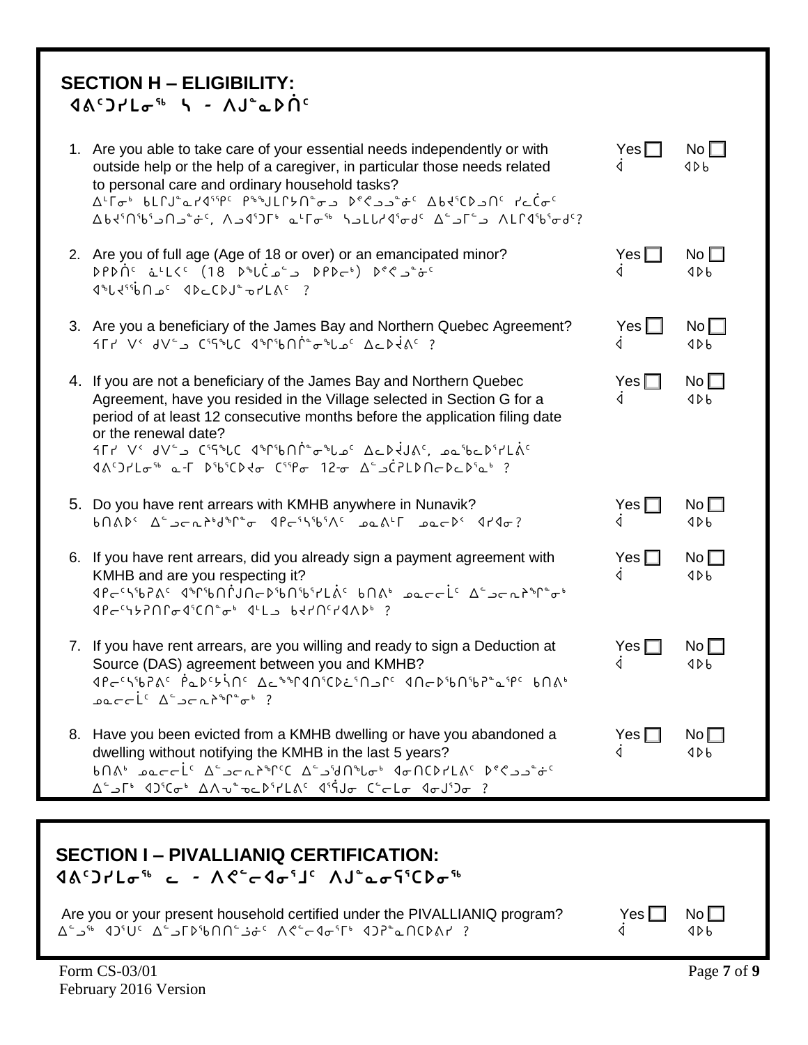## SECTION H – ELIGIBILITY:
ᐊᕕᑦᑐᓯᒪᓂᖅ ᓴ - ᐱᒍᓐᓇᐅᑏᑦ

1. Are you able to take care of your essential needs independently or with outside help or the help of a caregiver, in particular those needs related to personal care and ordinary household tasks? Yes ☐ ᐋ No ☐ ᐊᐅᑲ
   ᐃᒻᒥᓂᒃ ᑲᒪᒋᔪᓐᓇᓯᐊᕐᕿᑦ ᑭᓐᖑᒪᕆᔭᑎᓐᓂᓗ ᐅᐸᕝᕙᓗᓐᓃᑦ ᐃᑲᔪᖅᑕᐅᓗᑎᑦ ᓯᓚᑖᓂᑦ ᐃᑲᔪᖅᑎᖃᕐᓗᑎᓗᓐᓃᑦ, ᐱᓗᐊᕐᑐᒥᒃ ᓇᒻᒥᓂᖅ ᓴᓗᒪᓯᐊᕐᓂᑯᑦ ᐃᓪᓗᒥᓪᓗ ᐱᒪᒋᐊᖃᕐᓂᑯᑦ?

2. Are you of full age (Age of 18 or over) or an emancipated minor? Yes ☐ ᐋ No ☐ ᐊᐅᑲ
   ᐅᑭᐅᑏᑦ ᓈᒪᑉᐸᑦ (18 ᐅᖓᑖᓄᓪᓗ ᐅᑭᐅᓖᒃ) ᐅᕝᕙᓗᓐᓃᑦ ᐊᖓᔪᖄᑎᓄᑦ ᐊᐅᓚᑕᐅᒍᓐᓃᓯᒪᕕᑦ ?

3. Are you a beneficiary of the James Bay and Northern Quebec Agreement? Yes ☐ ᐋ No ☐ ᐊᐅᑲ
   ᓯᒥᓯ ᐯᑉ ᑯᐯᒡᓗ ᑕᕐᕿᖕᒪᑕ ᐊᖏᖅᑲᑎᒌᓐᓂᖕᒪᓄᑦ ᐃᓚᐅᔫᕕᑦ ?

4. If you are not a beneficiary of the James Bay and Northern Quebec Agreement, have you resided in the Village selected in Section G for a period of at least 12 consecutive months before the application filing date or the renewal date? Yes ☐ ᐋ No ☐ ᐊᐅᑲ
   ᓯᒥᓯ ᐯᑉ ᑯᐯᒡᓗ ᑕᕐᕿᖕᒪᑕ ᐊᖏᖅᑲᑎᒌᓐᓂᖕᒪᓄᑦ ᐃᓚᐅᔪᐃᓐᒍᕕᑦ, ᓄᓇᖅᑲᓚᐅᖅᓯᒪᕖᑦ ᐊᕕᑦᑐᓯᒪᓂᖅ ᓇ-ᒥ ᐅᖅᑲᖅᑕᐅᔪᓂ ᑕᖅᑭᓂ 12-ᓂ ᐃᓪᓗᑖᕈᒪᐅᑎᓕᐅᓕᐅᖅᓇᒃ ?

5. Do you have rent arrears with KMHB anywhere in Nunavik? Yes ☐ ᐋ No ☐ ᐊᐅᑲ
   ᑲᑎᐱᐅᑉ ᐃᓪᓗᓕᕆᔨᒃᑯᖏᓐᓂ ᐊᑭᓕᖅᓭᖅᐱᑦ ᓄᓇᕕᒻᒥ ᓄᓇᓕᐅᑉ ᐊᓯᐊᓂ?

6. If you have rent arrears, did you already sign a payment agreement with KMHB and are you respecting it? Yes ☐ ᐋ No ☐ ᐊᐅᑲ
   ᐊᑭᓕᖅᓭᖅᐱᑦ ᐊᖏᖅᑲᑎᒋᐅᑎᓕᐅᖅᑲᑎᖅᑲᖅᓯᒪᕖᑦ ᑲᑎᐱᒃ ᓄᓇᓕᓕᒫᑦ ᐃᓪᓗᓕᕆᔨᖏᓐᓂᒃ ᐊᑭᓕᖅᓴᕈᑎᒥᓂᐊᖅᑕᑎᓐᓂᒃ ᐊᒻᒪᓗ ᑲᔪᓯᑎᑦᓯᐊᐱᐅᒃ ?

7. If you have rent arrears, are you willing and ready to sign a Deduction at Source (DAS) agreement between you and KMHB? Yes ☐ ᐋ No ☐ ᐊᐅᑲ
   ᐊᑭᓕᖅᓭᖅᐱᑦ ᕿᓇᐅᑦᓴᓐᑎᑦ ᐃᓚᖕᒋᐊᑎᑦᑕᐅᔾᔪᑎᒋᑦ ᐊᑎᓕᐅᖅᑲᑎᖅᑲᖅᓇᖅᑭᑦ ᑲᑎᐱᒃ ᓄᓇᓕᓕᒫᑦ ᐃᓪᓗᓕᕆᔨᖏᓐᓂᒃ ?

8. Have you been evicted from a KMHB dwelling or have you abandoned a dwelling without notifying the KMHB in the last 5 years? Yes ☐ ᐋ No ☐ ᐊᐅᑲ
   ᑲᑎᐱᒃ ᓄᓇᓕᓕᒫᑦ ᐃᓪᓗᓕᕆᔨᖏᑦᑕ ᐃᓪᓗᖁᑎᖏᓐᓂᒃ ᐊᓂᑎᑕᐅᓯᒪᕖᑦ ᐅᕝᕙᓗᓐᓃᑦ ᐃᓪᓗᒥᒃ ᐊᑐᖅᑕᓂᒃ ᐃᐱᓪᓗᐊᓕᐅᖅᓯᒪᕖᑦ ᐊᕐᕌᒍᓂ ᑕᓪᓕᒪᓂ ᐊᓂᒍᖅᑐᓂ ?

## SECTION I – PIVALLIANIQ CERTIFICATION:
ᐊᕕᑦᑐᓯᒪᓂᖅ ᓚ - ᐱᕙᓪᓕᐊᓂᕐᒧᑦ ᐱᒍᓐᓇᓂᖅᑕᐅᓂᖅ

Are you or your present household certified under the PIVALLIANIQ program? Yes ☐ ᐋ No ☐ ᐊᐅᑲ
ᐃᓪᓗᖅ ᐊᑐᖅᑕᑦ ᐃᓪᓗᒥᐅᖅᑲᑎᒋᓪᓗᒋᑦ ᐱᕙᓪᓕᐊᓂᕐᒥᒃ ᐊᑐᕈᓐᓇᑎᑕᐅᕕᓯ ?

Form CS-03/01
February 2016 Version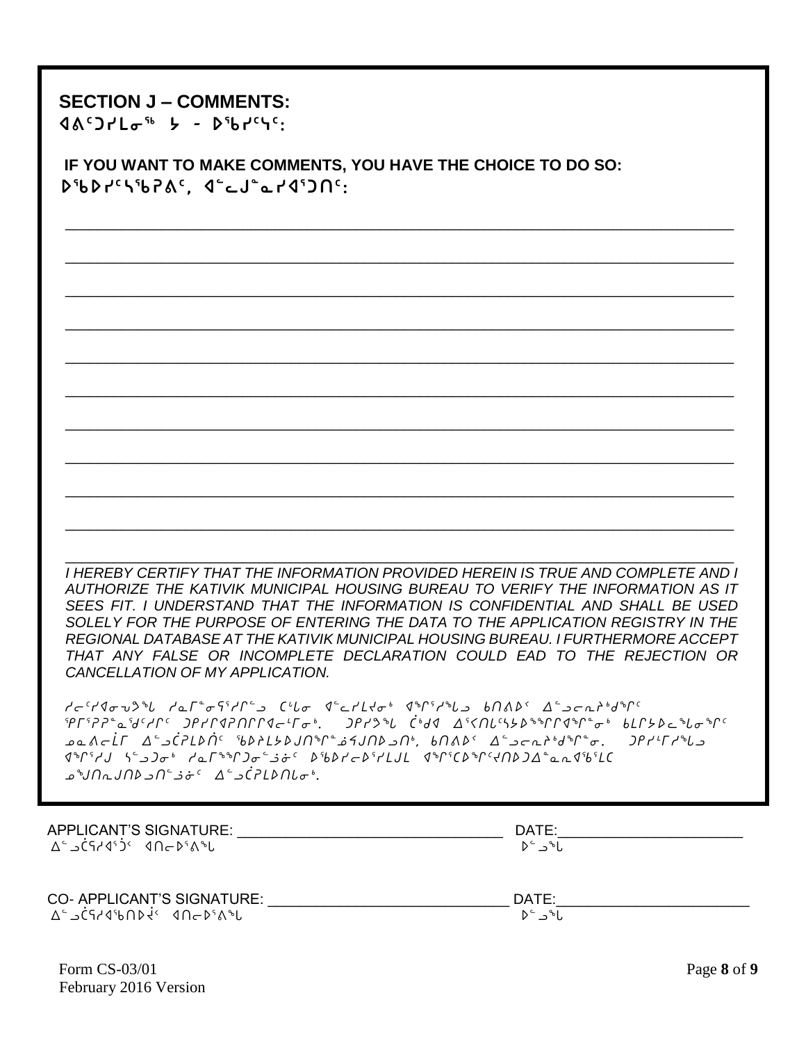## SECTION J – COMMENTS:

ᐊᕕᑦᑐᓯᒪᓂᖅ ᔮ - ᐆᖃᓯᑦᓴᑦ:

**IF YOU WANT TO MAKE COMMENTS, YOU HAVE THE CHOICE TO DO SO:**

ᐅᖃᐅᓯᑦᓴᖃᕈᕕᑦ, ᐊᓪᓚᒍᓐᓇᓯᐊᕐᑐᑎᑦ:

\_\_\_\_\_\_\_\_\_\_\_\_\_\_\_\_\_\_\_\_\_\_\_\_\_\_\_\_\_\_\_\_\_\_\_\_\_\_\_\_\_\_\_\_\_\_\_\_\_\_\_\_\_\_\_\_\_\_\_\_\_\_\_\_\_\_\_\_\_\_\_\_\_\_\_\_

\_\_\_\_\_\_\_\_\_\_\_\_\_\_\_\_\_\_\_\_\_\_\_\_\_\_\_\_\_\_\_\_\_\_\_\_\_\_\_\_\_\_\_\_\_\_\_\_\_\_\_\_\_\_\_\_\_\_\_\_\_\_\_\_\_\_\_\_\_\_\_\_\_\_\_\_

\_\_\_\_\_\_\_\_\_\_\_\_\_\_\_\_\_\_\_\_\_\_\_\_\_\_\_\_\_\_\_\_\_\_\_\_\_\_\_\_\_\_\_\_\_\_\_\_\_\_\_\_\_\_\_\_\_\_\_\_\_\_\_\_\_\_\_\_\_\_\_\_\_\_\_\_

\_\_\_\_\_\_\_\_\_\_\_\_\_\_\_\_\_\_\_\_\_\_\_\_\_\_\_\_\_\_\_\_\_\_\_\_\_\_\_\_\_\_\_\_\_\_\_\_\_\_\_\_\_\_\_\_\_\_\_\_\_\_\_\_\_\_\_\_\_\_\_\_\_\_\_\_

\_\_\_\_\_\_\_\_\_\_\_\_\_\_\_\_\_\_\_\_\_\_\_\_\_\_\_\_\_\_\_\_\_\_\_\_\_\_\_\_\_\_\_\_\_\_\_\_\_\_\_\_\_\_\_\_\_\_\_\_\_\_\_\_\_\_\_\_\_\_\_\_\_\_\_\_

\_\_\_\_\_\_\_\_\_\_\_\_\_\_\_\_\_\_\_\_\_\_\_\_\_\_\_\_\_\_\_\_\_\_\_\_\_\_\_\_\_\_\_\_\_\_\_\_\_\_\_\_\_\_\_\_\_\_\_\_\_\_\_\_\_\_\_\_\_\_\_\_\_\_\_\_

\_\_\_\_\_\_\_\_\_\_\_\_\_\_\_\_\_\_\_\_\_\_\_\_\_\_\_\_\_\_\_\_\_\_\_\_\_\_\_\_\_\_\_\_\_\_\_\_\_\_\_\_\_\_\_\_\_\_\_\_\_\_\_\_\_\_\_\_\_\_\_\_\_\_\_\_

\_\_\_\_\_\_\_\_\_\_\_\_\_\_\_\_\_\_\_\_\_\_\_\_\_\_\_\_\_\_\_\_\_\_\_\_\_\_\_\_\_\_\_\_\_\_\_\_\_\_\_\_\_\_\_\_\_\_\_\_\_\_\_\_\_\_\_\_\_\_\_\_\_\_\_\_

\_\_\_\_\_\_\_\_\_\_\_\_\_\_\_\_\_\_\_\_\_\_\_\_\_\_\_\_\_\_\_\_\_\_\_\_\_\_\_\_\_\_\_\_\_\_\_\_\_\_\_\_\_\_\_\_\_\_\_\_\_\_\_\_\_\_\_\_\_\_\_\_\_\_\_\_

\_\_\_\_\_\_\_\_\_\_\_\_\_\_\_\_\_\_\_\_\_\_\_\_\_\_\_\_\_\_\_\_\_\_\_\_\_\_\_\_\_\_\_\_\_\_\_\_\_\_\_\_\_\_\_\_\_\_\_\_\_\_\_\_\_\_\_\_\_\_\_\_\_\_\_\_

\_\_\_\_\_\_\_\_\_\_\_\_\_\_\_\_\_\_\_\_\_\_\_\_\_\_\_\_\_\_\_\_\_\_\_\_\_\_\_\_\_\_\_\_\_\_\_\_\_\_\_\_\_\_\_\_\_\_\_\_\_\_\_\_\_\_\_\_\_\_\_\_\_\_\_\_

*I HEREBY CERTIFY THAT THE INFORMATION PROVIDED HEREIN IS TRUE AND COMPLETE AND I AUTHORIZE THE KATIVIK MUNICIPAL HOUSING BUREAU TO VERIFY THE INFORMATION AS IT SEES FIT. I UNDERSTAND THAT THE INFORMATION IS CONFIDENTIAL AND SHALL BE USED SOLELY FOR THE PURPOSE OF ENTERING THE DATA TO THE APPLICATION REGISTRY IN THE REGIONAL DATABASE AT THE KATIVIK MUNICIPAL HOUSING BUREAU. I FURTHERMORE ACCEPT THAT ANY FALSE OR INCOMPLETE DECLARATION COULD EAD TO THE REJECTION OR CANCELLATION OF MY APPLICATION.*

*ᓯᓚᑦᓯᐊᓂᕝᔪᖅᑲ ᓯᓇᒥᓐᓂᕋᕐᓯᒋᓪᓗ ᑖᒃᑲᓂ ᐊᓪᓚᓯᒪᔪᓂᒃ ᐊᖏᕐᓱᖅᑲᓗ ᑲᑎᕕᐅᑉ ᐃᓪᓗᓕᕆᔨᒃᑯᖏᑦ ᕿᒥᕐᕈᕐᓇᖁᑦᓯᒋᑦ ᑐᓯᒋᐊᕈᑎᒋᒋᐊᓕᒻᒥᓂᒃ. ᑐᓯᔪᖅᑲ ᑳᒃᑯᐊ ᐃᑉᐸᑎᑦᓴᔭᐅᖕᖏᒋᐊᖏᓐᓂᒃ ᑲᒥᔭᐅᓚᖅᑲᓂᖅᒋᑦ ᓇᓇᕕᓚᒫᒥ ᐃᓪᓗᑖᕈᒪᐅᑎᑦ ᖃᐅᔨᒪᔭᐅᒍᑎᖅᒋᓐᓈᕋᒍᑎᐅᓗᑎᒃ, ᑲᑎᕕᐅᑉ ᐃᓪᓗᓕᕆᔨᒃᑯᖏᓐᓂ. ᑐᓯᓕᒥᓯᖅᑲᓗ ᐊᖏᕐᓱᒍ ᓴᓪᓗᑐᓂᒃ ᓯᓇᒥᖕᖏᑐᓂᓪᓗᓃᑦ ᐅᖃᐅᓯᓚᐅᕐᓯᒪᒍᒪ ᐊᖏᕐᑕᐅᖏᑦᔪᑎᐅᑐᐃᓐᓇᕆᐊᖃᕐᒪᑕ ᓄᖑᑎᓗᑎᐅᓗᑎᓪᓘᓐᓃᑦ ᐃᓪᓗᑖᕈᒪᐅᑎᒐᓂᒃ.*

APPLICANT'S SIGNATURE: \_\_\_\_\_\_\_\_\_\_\_\_\_\_\_\_\_\_\_\_\_\_\_\_\_\_\_\_\_\_\_\_\_\_ DATE:\_\_\_\_\_\_\_\_\_\_\_\_\_\_\_\_\_\_\_\_\_\_\_
ᐃᓪᓗᑖᕋᓱᐊᕐᑐᑉ ᐊᑎᓕᐅᕐᕕᖓ ᐅᓪᓗᖓ

CO- APPLICANT'S SIGNATURE: \_\_\_\_\_\_\_\_\_\_\_\_\_\_\_\_\_\_\_\_\_\_\_\_\_\_\_\_\_\_\_ DATE:\_\_\_\_\_\_\_\_\_\_\_\_\_\_\_\_\_\_\_\_\_\_\_\_
ᐃᓪᓗᑖᕋᓱᐊᖃᑎᐅᑉ ᐊᑎᓕᐅᕐᕕᖓ ᐅᓪᓗᖓ

Form CS-03/01
February 2016 Version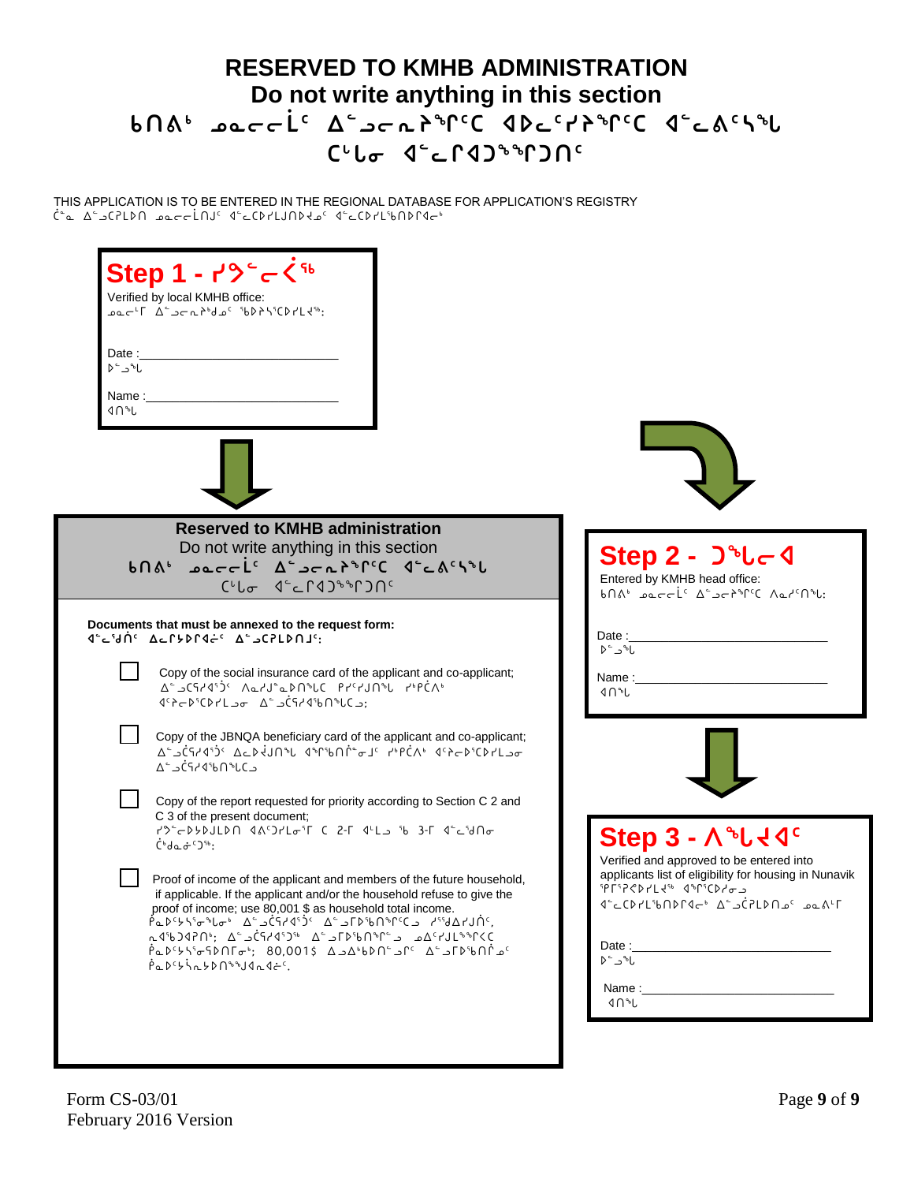# RESERVED TO KMHB ADMINISTRATION

## Do not write anything in this section

## ᑲᑎᕚᒃ ᓄᓇᓖᓪᓕᒫᑦ ᐃᓪᓗᓕᕆᔨᖏᑦᑕ ᐊᐅᓚᑦᓯᔨᖏᑦᑕ ᐊᓪᓚᕕᑦᓭᖓ ᑕᒡᒐᓂ ᐊᓪᓚᒋᐊᕐᕕᒋᑦ

THIS APPLICATION IS TO BE ENTERED IN THE REGIONAL DATABASE FOR APPLICATION'S REGISTRY
ᑖᓐᓇ ᐃᓪᓗᑕᕈᒪᒍᑎ ᓄᓇᓖᓪᓕᒥᑎᒍᑦ ᐊᓪᓚᑕᐅᓯᒪᒍᑎᐅᕗᑦ ᐊᓪᓚᑕᐅᓯᒪᖃᑎᐅᑎᐊᓕᒃ

**Step 1 - ᓯᕗᓪᓕᐹᖅ**

Verified by local KMHB office:
ᓄᓇᓕᒻᒥ ᐃᓪᓗᓕᕆᔨᒃᑯᓐᓂ ᖃᐅᔨᓴᑕᐅᓯᒪᔪᖅ:

Date :______________________
ᐅᓪᓗᖓ

Name :______________________
ᐊᑎᖓ

**Step 2 - ᑐᖓᓕᐊ**

Entered by KMHB head office:
ᑲᑎᕚᒃ ᓄᓇᓖᓪᓕᒫᑦ ᐃᓪᓗᓕᕆᔨᖏᑦᑕ ᐱᓇᓱᑦᑎᖓ:

Date :______________________
ᐅᓪᓗᖓ

Name :______________________
ᐊᑎᖓ

### Reserved to KMHB administration

Do not write anything in this section
ᑲᑎᕚᒃ ᓄᓇᓖᓪᓕᒫᑦ ᐃᓪᓗᓕᕆᔨᖏᑦᑕ ᐊᓪᓚᕕᑦᓭᖓ
ᑕᒡᒐᓂ ᐊᓪᓚᒋᐊᕐᕕᒋᑦ

**Documents that must be annexed to the request form:**
**ᐊᓪᓚᖁᑏᑦ ᐃᓚᒋᔭᐅᒋᐊᓖᑦ ᐃᓪᓗᑕᕈᒪᒍᑎᒧᑦ:**

- ☐ Copy of the social insurance card of the applicant and co-applicant;
  ᐃᓪᓗᑕᕐᓯᐊᕐᑑᑦ ᐱᓇᓱᖕᓇᐅᑎᖓᑕ ᑭᓯᑦᓯᒍᑎᖓ ᓯᒃᑭᑖᕕᒃ ᐊᑦᔨᓕᐅᑦᑕᐅᓯᒪᓂ ᐃᓪᓗᑖᕐᓯᐊᖃᑎᖓᑕᓗ;
- ☐ Copy of the JBNQA beneficiary card of the applicant and co-applicant;
  ᐃᓪᓗᑖᕐᓯᐊᕐᑑᑦ ᐃᓚᐅᔾᔪᑎᖓ ᐊᖏᕈᑎᒥᓂᒧᑦ ᓯᒃᑭᑖᕕᒃ ᐊᑦᔨᓕᐅᑦᑕᐅᓯᒪᓂ ᐃᓪᓗᑖᕐᓯᐊᖃᑎᖓᑕᓗ
- ☐ Copy of the report requested for priority according to Section C 2 and C 3 of the present document;
  ᓯᕗᓪᓕᐅᔭᐅᒍᒪᒍᑎ ᐊᐱᑦᑐᕐᓯᒪᓂᕐᒥ C 2-ᒥ ᐊᒻᒪᓗ ᖃ 3-ᒥ ᐊᓪᓚᖁᑎᓂ ᑖᒃᑯᓇᓂᑦᑐᖅ:
- ☐ Proof of income of the applicant and members of the future household, if applicable. If the applicant and/or the household refuse to give the proof of income; use 80,001 $ as household total income.
  ᑮᓇᐅᔾᓴᓯᓂᖓᓂᒃ ᐃᓪᓗᑖᕐᓯᐊᕐᑑᑦ ᐃᓪᓗᒥᐅᑕᐅᓂᕐᓴᓯᒪᔪᑦ ᓯᕐᖁᐃᓯᒍᑎᑦ, ᓇᐊᖃᑐᐊᕈᑎᒃ; ᐃᓪᓗᑖᕐᓯᐊᕐᑐᖅ ᐃᓪᓗᒥᐅᑕᐅᓂᕐᓂᓗ ᓄᐃᑦᓯᒍᒪᙱᑉᐸᑕ ᑮᓇᐅᔾᓴᓯᓂᕐᓂᒥᒃ; 80,001$ ᐃᓗᐃᑦᑐᑎᓪᓗᑎ ᐃᓪᓗᒥᐅᑕᐅᑏᑦ ᑮᓇᐅᔾᔭᓴᐅᑎᖏᓐᓄᐊᕐᓂᐊᖏᑦ.

**Step 3 - ᐱᖓᔪᐊᑦ**

Verified and approved to be entered into applicants list of eligibility for housing in Nunavik
ᖃᐅᔨᓴᑕᐅᓯᒪᔪᖅ ᐊᖏᕐᑕᐅᓯᒪᓗᓂ ᐊᓪᓚᑕᐅᓯᒪᖃᑎᐅᑎᐊᓕᒃ ᐃᓪᓗᑖᕐᓯᐊᕐᑐᑦ ᓄᓇᕕᒻᒥ

Date :______________________
ᐅᓪᓗᖓ

Name :______________________
ᐊᑎᖓ

Form CS-03/01
February 2016 Version